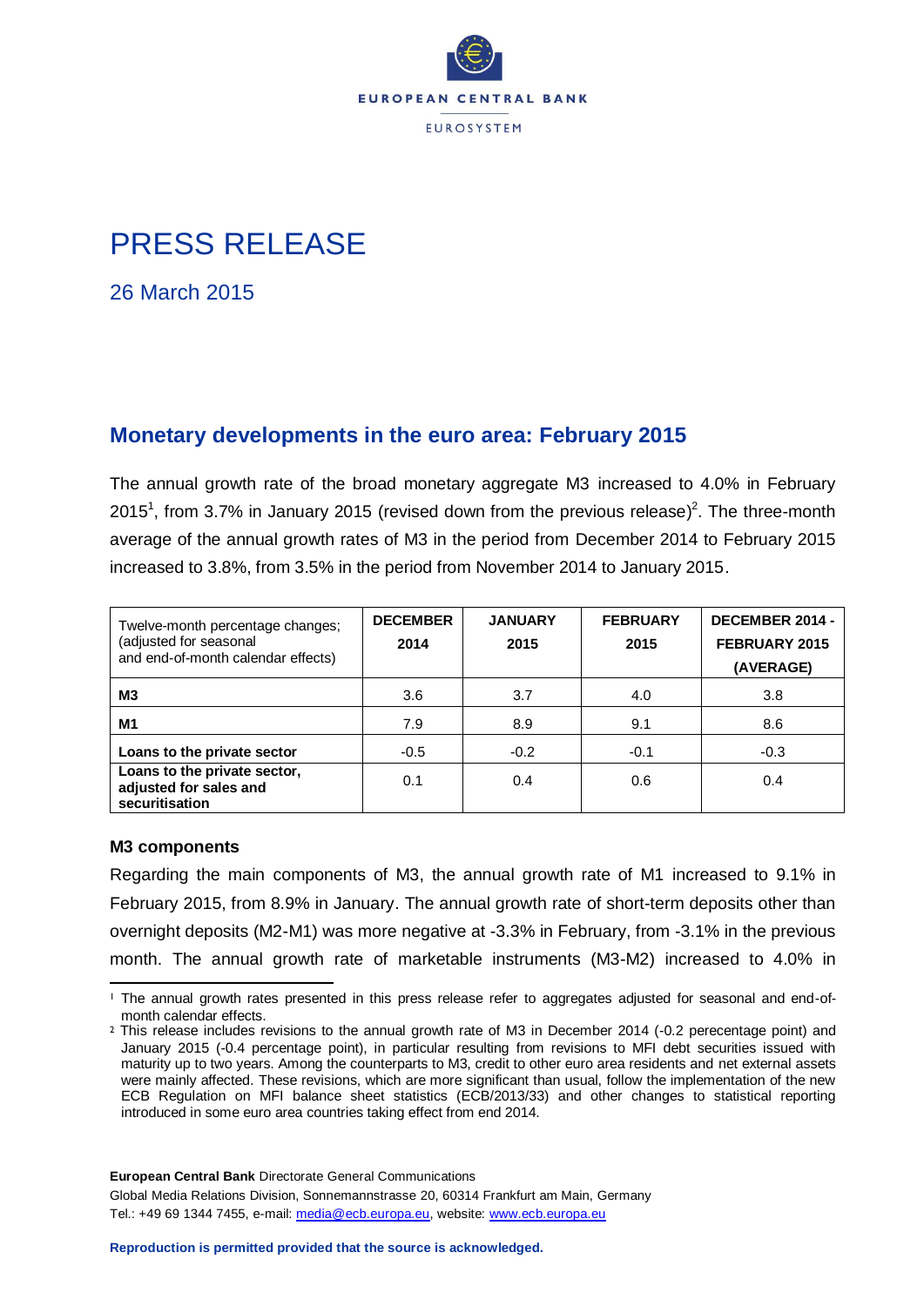# PRESS RELEASE

26 March 2015

## Monetary developments in the euro area: February 2015

The annual growth rate of the broad monetary aggregate M3 increased to 4.0% in February 2015[1], from 3.7% in January 2015 (revised down from the previous release)[2]. The three-month average of the annual growth rates of M3 in the period from December 2014 to February 2015 increased to 3.8%, from 3.5% in the period from November 2014 to January 2015.

| Twelve-month percentage changes; (adjusted for seasonal and end-of-month calendar effects) | DECEMBER 2014 | JANUARY 2015 | FEBRUARY 2015 | DECEMBER 2014 - FEBRUARY 2015 (AVERAGE) |
|---|---|---|---|---|
| **M3** | 3.6 | 3.7 | 4.0 | 3.8 |
| **M1** | 7.9 | 8.9 | 9.1 | 8.6 |
| **Loans to the private sector** | -0.5 | -0.2 | -0.1 | -0.3 |
| **Loans to the private sector, adjusted for sales and securitisation** | 0.1 | 0.4 | 0.6 | 0.4 |

**M3 components**

Regarding the main components of M3, the annual growth rate of M1 increased to 9.1% in February 2015, from 8.9% in January. The annual growth rate of short-term deposits other than overnight deposits (M2-M1) was more negative at -3.3% in February, from -3.1% in the previous month. The annual growth rate of marketable instruments (M3-M2) increased to 4.0% in

[1] The annual growth rates presented in this press release refer to aggregates adjusted for seasonal and end-of-month calendar effects.

[2] This release includes revisions to the annual growth rate of M3 in December 2014 (-0.2 perecentage point) and January 2015 (-0.4 percentage point), in particular resulting from revisions to MFI debt securities issued with maturity up to two years. Among the counterparts to M3, credit to other euro area residents and net external assets were mainly affected. These revisions, which are more significant than usual, follow the implementation of the new ECB Regulation on MFI balance sheet statistics (ECB/2013/33) and other changes to statistical reporting introduced in some euro area countries taking effect from end 2014.

**European Central Bank** Directorate General Communications
Global Media Relations Division, Sonnemannstrasse 20, 60314 Frankfurt am Main, Germany
Tel.: +49 69 1344 7455, e-mail: media@ecb.europa.eu, website: www.ecb.europa.eu

**Reproduction is permitted provided that the source is acknowledged.**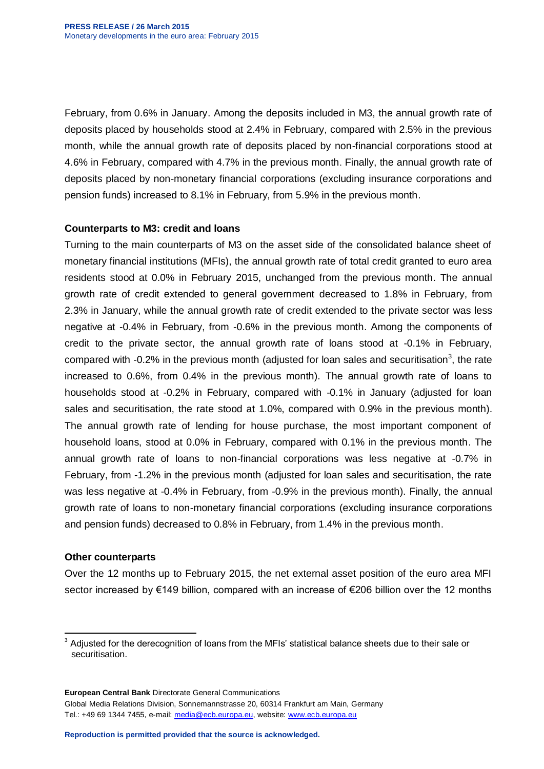February, from 0.6% in January. Among the deposits included in M3, the annual growth rate of deposits placed by households stood at 2.4% in February, compared with 2.5% in the previous month, while the annual growth rate of deposits placed by non-financial corporations stood at 4.6% in February, compared with 4.7% in the previous month. Finally, the annual growth rate of deposits placed by non-monetary financial corporations (excluding insurance corporations and pension funds) increased to 8.1% in February, from 5.9% in the previous month.

**Counterparts to M3: credit and loans**

Turning to the main counterparts of M3 on the asset side of the consolidated balance sheet of monetary financial institutions (MFIs), the annual growth rate of total credit granted to euro area residents stood at 0.0% in February 2015, unchanged from the previous month. The annual growth rate of credit extended to general government decreased to 1.8% in February, from 2.3% in January, while the annual growth rate of credit extended to the private sector was less negative at -0.4% in February, from -0.6% in the previous month. Among the components of credit to the private sector, the annual growth rate of loans stood at -0.1% in February, compared with -0.2% in the previous month (adjusted for loan sales and securitisation[3], the rate increased to 0.6%, from 0.4% in the previous month). The annual growth rate of loans to households stood at -0.2% in February, compared with -0.1% in January (adjusted for loan sales and securitisation, the rate stood at 1.0%, compared with 0.9% in the previous month). The annual growth rate of lending for house purchase, the most important component of household loans, stood at 0.0% in February, compared with 0.1% in the previous month. The annual growth rate of loans to non-financial corporations was less negative at -0.7% in February, from -1.2% in the previous month (adjusted for loan sales and securitisation, the rate was less negative at -0.4% in February, from -0.9% in the previous month). Finally, the annual growth rate of loans to non-monetary financial corporations (excluding insurance corporations and pension funds) decreased to 0.8% in February, from 1.4% in the previous month.

**Other counterparts**

Over the 12 months up to February 2015, the net external asset position of the euro area MFI sector increased by €149 billion, compared with an increase of €206 billion over the 12 months

[3] Adjusted for the derecognition of loans from the MFIs' statistical balance sheets due to their sale or securitisation.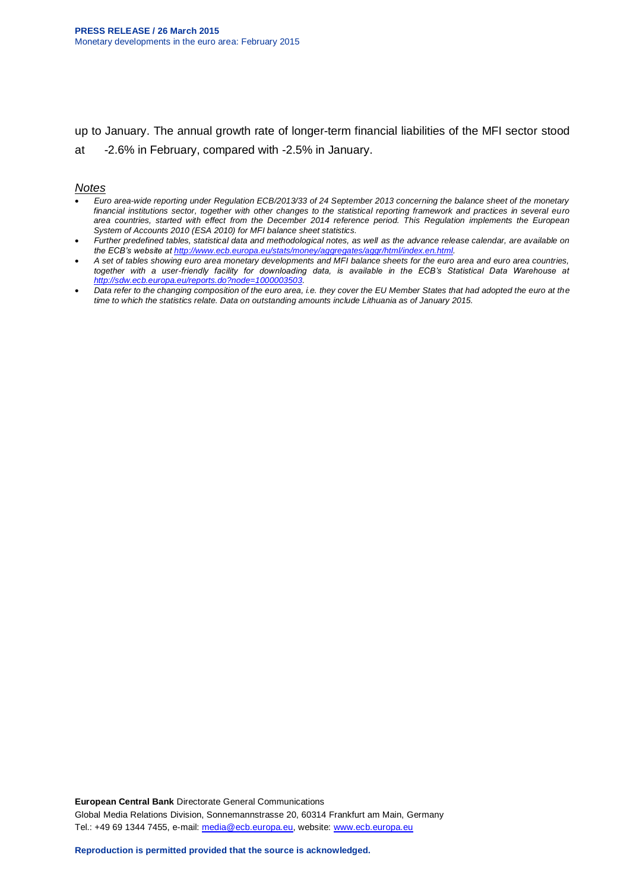up to January. The annual growth rate of longer-term financial liabilities of the MFI sector stood at -2.6% in February, compared with -2.5% in January.

*Notes*

- *Euro area-wide reporting under Regulation ECB/2013/33 of 24 September 2013 concerning the balance sheet of the monetary financial institutions sector, together with other changes to the statistical reporting framework and practices in several euro area countries, started with effect from the December 2014 reference period. This Regulation implements the European System of Accounts 2010 (ESA 2010) for MFI balance sheet statistics.*
- *Further predefined tables, statistical data and methodological notes, as well as the advance release calendar, are available on the ECB's website at http://www.ecb.europa.eu/stats/money/aggregates/aggr/html/index.en.html.*
- *A set of tables showing euro area monetary developments and MFI balance sheets for the euro area and euro area countries, together with a user-friendly facility for downloading data, is available in the ECB's Statistical Data Warehouse at http://sdw.ecb.europa.eu/reports.do?node=1000003503.*
- *Data refer to the changing composition of the euro area, i.e. they cover the EU Member States that had adopted the euro at the time to which the statistics relate. Data on outstanding amounts include Lithuania as of January 2015.*

**European Central Bank** Directorate General Communications
Global Media Relations Division, Sonnemannstrasse 20, 60314 Frankfurt am Main, Germany
Tel.: +49 69 1344 7455, e-mail: media@ecb.europa.eu, website: www.ecb.europa.eu

**Reproduction is permitted provided that the source is acknowledged.**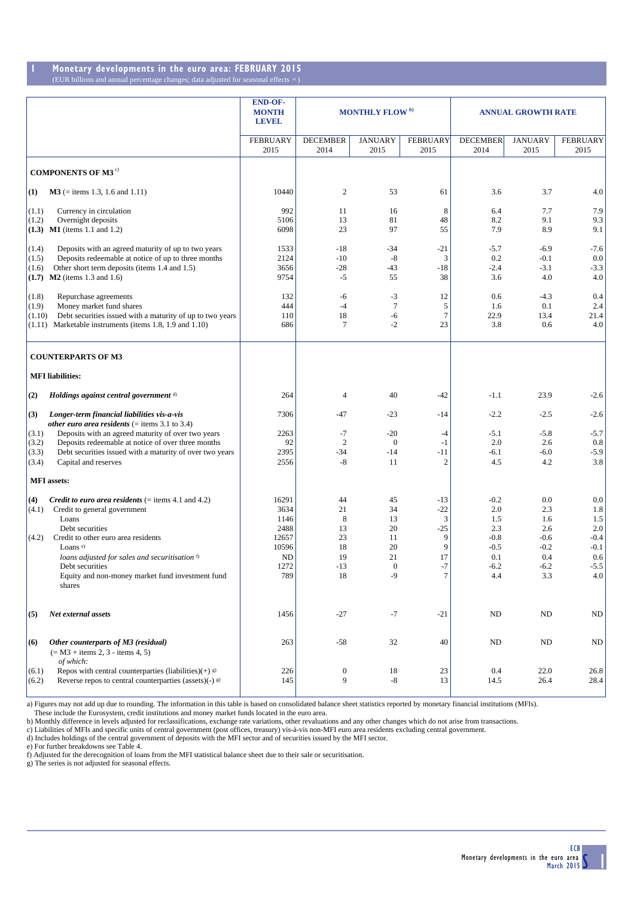## 1 Monetary developments in the euro area: FEBRUARY 2015

(EUR billions and annual percentage changes; data adjusted for seasonal effects [a)])

| | | END-OF-MONTH LEVEL | MONTHLY FLOW [b)] | | | ANNUAL GROWTH RATE | | |
|---|---|---|---|---|---|---|---|---|
| | | FEBRUARY 2015 | DECEMBER 2014 | JANUARY 2015 | FEBRUARY 2015 | DECEMBER 2014 | JANUARY 2015 | FEBRUARY 2015 |
| | **COMPONENTS OF M3** [c)] | | | | | | | |
| **(1)** | **M3** (= items 1.3, 1.6 and 1.11) | 10440 | 2 | 53 | 61 | 3.6 | 3.7 | 4.0 |
| (1.1) | Currency in circulation | 992 | 11 | 16 | 8 | 6.4 | 7.7 | 7.9 |
| (1.2) | Overnight deposits | 5106 | 13 | 81 | 48 | 8.2 | 9.1 | 9.3 |
| **(1.3)** | **M1** (items 1.1 and 1.2) | 6098 | 23 | 97 | 55 | 7.9 | 8.9 | 9.1 |
| (1.4) | Deposits with an agreed maturity of up to two years | 1533 | -18 | -34 | -21 | -5.7 | -6.9 | -7.6 |
| (1.5) | Deposits redeemable at notice of up to three months | 2124 | -10 | -8 | 3 | 0.2 | -0.1 | 0.0 |
| (1.6) | Other short term deposits (items 1.4 and 1.5) | 3656 | -28 | -43 | -18 | -2.4 | -3.1 | -3.3 |
| **(1.7)** | **M2** (items 1.3 and 1.6) | 9754 | -5 | 55 | 38 | 3.6 | 4.0 | 4.0 |
| (1.8) | Repurchase agreements | 132 | -6 | -3 | 12 | 0.6 | -4.3 | 0.4 |
| (1.9) | Money market fund shares | 444 | -4 | 7 | 5 | 1.6 | 0.1 | 2.4 |
| (1.10) | Debt securities issued with a maturity of up to two years | 110 | 18 | -6 | 7 | 22.9 | 13.4 | 21.4 |
| (1.11) | Marketable instruments (items 1.8, 1.9 and 1.10) | 686 | 7 | -2 | 23 | 3.8 | 0.6 | 4.0 |
| | **COUNTERPARTS OF M3** | | | | | | | |
| | **MFI liabilities:** | | | | | | | |
| **(2)** | ***Holdings against central government*** [d)] | 264 | 4 | 40 | -42 | -1.1 | 23.9 | -2.6 |
| **(3)** | ***Longer-term financial liabilities vis-a-vis other euro area residents*** (= items 3.1 to 3.4) | 7306 | -47 | -23 | -14 | -2.2 | -2.5 | -2.6 |
| (3.1) | Deposits with an agreed maturity of over two years | 2263 | -7 | -20 | -4 | -5.1 | -5.8 | -5.7 |
| (3.2) | Deposits redeemable at notice of over three months | 92 | 2 | 0 | -1 | 2.0 | 2.6 | 0.8 |
| (3.3) | Debt securities issued with a maturity of over two years | 2395 | -34 | -14 | -11 | -6.1 | -6.0 | -5.9 |
| (3.4) | Capital and reserves | 2556 | -8 | 11 | 2 | 4.5 | 4.2 | 3.8 |
| | **MFI assets:** | | | | | | | |
| **(4)** | ***Credit to euro area residents*** (= items 4.1 and 4.2) | 16291 | 44 | 45 | -13 | -0.2 | 0.0 | 0.0 |
| (4.1) | Credit to general government | 3634 | 21 | 34 | -22 | 2.0 | 2.3 | 1.8 |
| | Loans | 1146 | 8 | 13 | 3 | 1.5 | 1.6 | 1.5 |
| | Debt securities | 2488 | 13 | 20 | -25 | 2.3 | 2.6 | 2.0 |
| (4.2) | Credit to other euro area residents | 12657 | 23 | 11 | 9 | -0.8 | -0.6 | -0.4 |
| | Loans [e)] | 10596 | 18 | 20 | 9 | -0.5 | -0.2 | -0.1 |
| | *loans adjusted for sales and securitisation* [f)] | ND | 19 | 21 | 17 | 0.1 | 0.4 | 0.6 |
| | Debt securities | 1272 | -13 | 0 | -7 | -6.2 | -6.2 | -5.5 |
| | Equity and non-money market fund investment fund shares | 789 | 18 | -9 | 7 | 4.4 | 3.3 | 4.0 |
| **(5)** | ***Net external assets*** | 1456 | -27 | -7 | -21 | ND | ND | ND |
| **(6)** | ***Other counterparts of M3 (residual)*** (= M3 + items 2, 3 - items 4, 5) *of which:* | 263 | -58 | 32 | 40 | ND | ND | ND |
| (6.1) | Repos with central counterparties (liabilities)(+) [g)] | 226 | 0 | 18 | 23 | 0.4 | 22.0 | 26.8 |
| (6.2) | Reverse repos to central counterparties (assets)(-) [g)] | 145 | 9 | -8 | 13 | 14.5 | 26.4 | 28.4 |

a) Figures may not add up due to rounding. The information in this table is based on consolidated balance sheet statistics reported by monetary financial institutions (MFIs). These include the Eurosystem, credit institutions and money market funds located in the euro area.
b) Monthly difference in levels adjusted for reclassifications, exchange rate variations, other revaluations and any other changes which do not arise from transactions.
c) Liabilities of MFIs and specific units of central government (post offices, treasury) vis-à-vis non-MFI euro area residents excluding central government.
d) Includes holdings of the central government of deposits with the MFI sector and of securities issued by the MFI sector.
e) For further breakdowns see Table 4.
f) Adjusted for the derecognition of loans from the MFI statistical balance sheet due to their sale or securitisation.
g) The series is not adjusted for seasonal effects.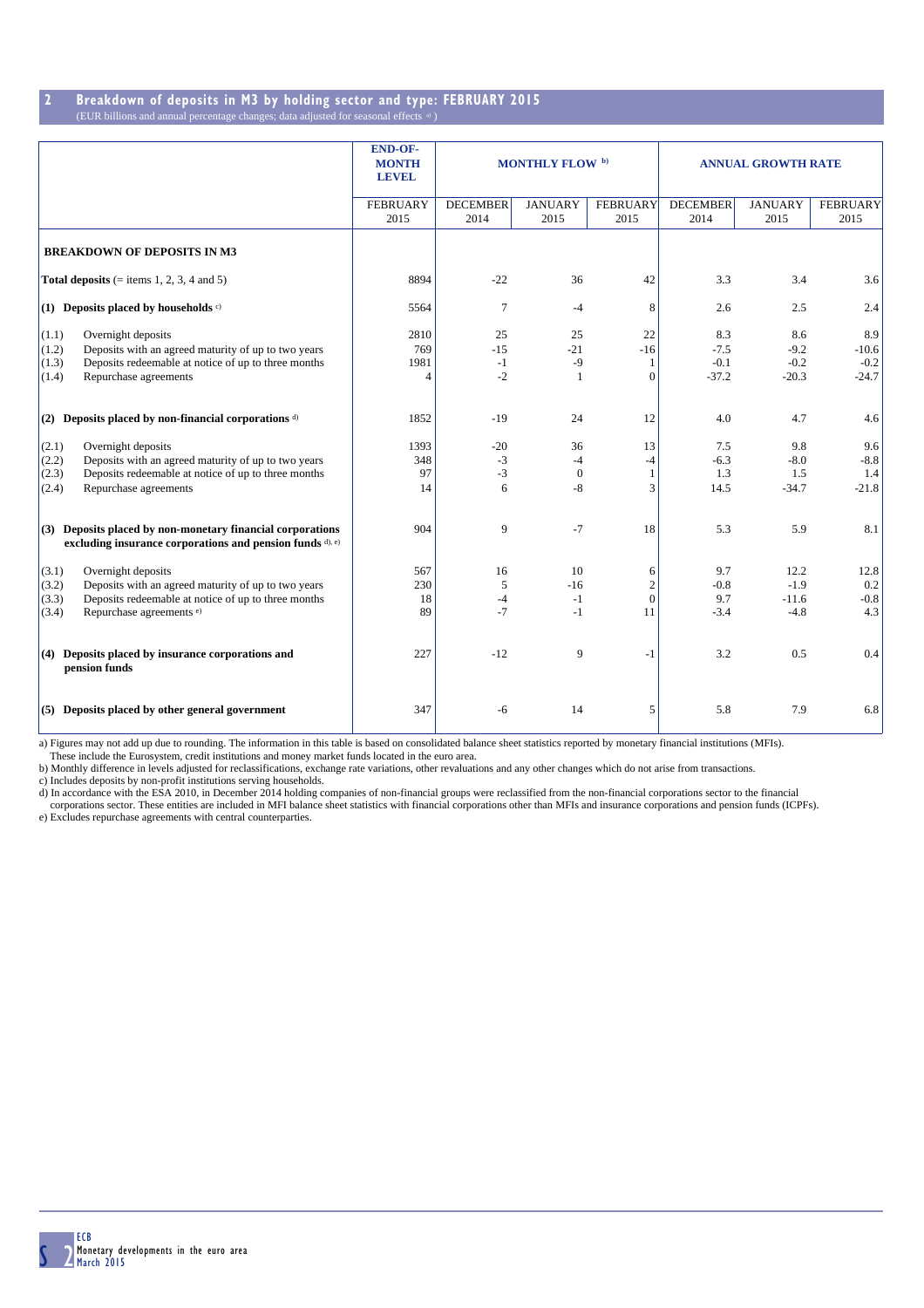## 2 Breakdown of deposits in M3 by holding sector and type: FEBRUARY 2015

(EUR billions and annual percentage changes; data adjusted for seasonal effects [a])

| | END-OF-MONTH LEVEL | MONTHLY FLOW [b] | | | ANNUAL GROWTH RATE | | |
|---|---|---|---|---|---|---|---|
| | FEBRUARY 2015 | DECEMBER 2014 | JANUARY 2015 | FEBRUARY 2015 | DECEMBER 2014 | JANUARY 2015 | FEBRUARY 2015 |
| **BREAKDOWN OF DEPOSITS IN M3** | | | | | | | |
| **Total deposits** (= items 1, 2, 3, 4 and 5) | 8894 | -22 | 36 | 42 | 3.3 | 3.4 | 3.6 |
| **(1) Deposits placed by households** [c] | 5564 | 7 | -4 | 8 | 2.6 | 2.5 | 2.4 |
| (1.1) Overnight deposits | 2810 | 25 | 25 | 22 | 8.3 | 8.6 | 8.9 |
| (1.2) Deposits with an agreed maturity of up to two years | 769 | -15 | -21 | -16 | -7.5 | -9.2 | -10.6 |
| (1.3) Deposits redeemable at notice of up to three months | 1981 | -1 | -9 | 1 | -0.1 | -0.2 | -0.2 |
| (1.4) Repurchase agreements | 4 | -2 | 1 | 0 | -37.2 | -20.3 | -24.7 |
| **(2) Deposits placed by non-financial corporations** [d] | 1852 | -19 | 24 | 12 | 4.0 | 4.7 | 4.6 |
| (2.1) Overnight deposits | 1393 | -20 | 36 | 13 | 7.5 | 9.8 | 9.6 |
| (2.2) Deposits with an agreed maturity of up to two years | 348 | -3 | -4 | -4 | -6.3 | -8.0 | -8.8 |
| (2.3) Deposits redeemable at notice of up to three months | 97 | -3 | 0 | 1 | 1.3 | 1.5 | 1.4 |
| (2.4) Repurchase agreements | 14 | 6 | -8 | 3 | 14.5 | -34.7 | -21.8 |
| **(3) Deposits placed by non-monetary financial corporations excluding insurance corporations and pension funds** [d), e)] | 904 | 9 | -7 | 18 | 5.3 | 5.9 | 8.1 |
| (3.1) Overnight deposits | 567 | 16 | 10 | 6 | 9.7 | 12.2 | 12.8 |
| (3.2) Deposits with an agreed maturity of up to two years | 230 | 5 | -16 | 2 | -0.8 | -1.9 | 0.2 |
| (3.3) Deposits redeemable at notice of up to three months | 18 | -4 | -1 | 0 | 9.7 | -11.6 | -0.8 |
| (3.4) Repurchase agreements [e] | 89 | -7 | -1 | 11 | -3.4 | -4.8 | 4.3 |
| **(4) Deposits placed by insurance corporations and pension funds** | 227 | -12 | 9 | -1 | 3.2 | 0.5 | 0.4 |
| **(5) Deposits placed by other general government** | 347 | -6 | 14 | 5 | 5.8 | 7.9 | 6.8 |

a) Figures may not add up due to rounding. The information in this table is based on consolidated balance sheet statistics reported by monetary financial institutions (MFIs). These include the Eurosystem, credit institutions and money market funds located in the euro area.
b) Monthly difference in levels adjusted for reclassifications, exchange rate variations, other revaluations and any other changes which do not arise from transactions.
c) Includes deposits by non-profit institutions serving households.
d) In accordance with the ESA 2010, in December 2014 holding companies of non-financial groups were reclassified from the non-financial corporations sector to the financial corporations sector. These entities are included in MFI balance sheet statistics with financial corporations other than MFIs and insurance corporations and pension funds (ICPFs).
e) Excludes repurchase agreements with central counterparties.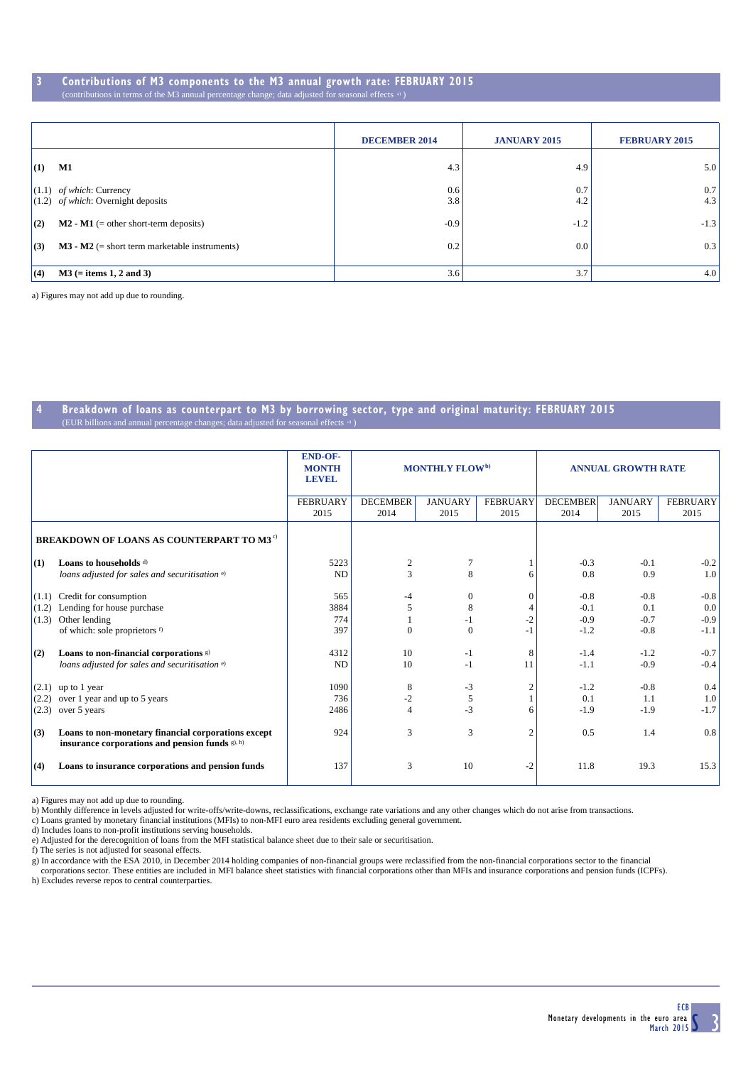## 3 Contributions of M3 components to the M3 annual growth rate: FEBRUARY 2015

(contributions in terms of the M3 annual percentage change; data adjusted for seasonal effects [a])

| | | DECEMBER 2014 | JANUARY 2015 | FEBRUARY 2015 |
|---|---|---|---|---|
| **(1)** | **M1** | 4.3 | 4.9 | 5.0 |
| (1.1) | *of which*: Currency | 0.6 | 0.7 | 0.7 |
| (1.2) | *of which*: Overnight deposits | 3.8 | 4.2 | 4.3 |
| **(2)** | **M2 - M1** (= other short-term deposits) | -0.9 | -1.2 | -1.3 |
| **(3)** | **M3 - M2** (= short term marketable instruments) | 0.2 | 0.0 | 0.3 |
| **(4)** | **M3 (= items 1, 2 and 3)** | 3.6 | 3.7 | 4.0 |

a) Figures may not add up due to rounding.

## 4 Breakdown of loans as counterpart to M3 by borrowing sector, type and original maturity: FEBRUARY 2015

(EUR billions and annual percentage changes; data adjusted for seasonal effects [a])

| | | END-OF-MONTH LEVEL | MONTHLY FLOW[b] | | | ANNUAL GROWTH RATE | | |
|---|---|---|---|---|---|---|---|---|
| | | FEBRUARY 2015 | DECEMBER 2014 | JANUARY 2015 | FEBRUARY 2015 | DECEMBER 2014 | JANUARY 2015 | FEBRUARY 2015 |
| **BREAKDOWN OF LOANS AS COUNTERPART TO M3**[c] | | | | | | | | |
| **(1)** | **Loans to households** [d] | 5223 | 2 | 7 | 1 | -0.3 | -0.1 | -0.2 |
| | *loans adjusted for sales and securitisation* [e] | ND | 3 | 8 | 6 | 0.8 | 0.9 | 1.0 |
| (1.1) | Credit for consumption | 565 | -4 | 0 | 0 | -0.8 | -0.8 | -0.8 |
| (1.2) | Lending for house purchase | 3884 | 5 | 8 | 4 | -0.1 | 0.1 | 0.0 |
| (1.3) | Other lending | 774 | 1 | -1 | -2 | -0.9 | -0.7 | -0.9 |
| | of which: sole proprietors [f] | 397 | 0 | 0 | -1 | -1.2 | -0.8 | -1.1 |
| **(2)** | **Loans to non-financial corporations** [g] | 4312 | 10 | -1 | 8 | -1.4 | -1.2 | -0.7 |
| | *loans adjusted for sales and securitisation* [e] | ND | 10 | -1 | 11 | -1.1 | -0.9 | -0.4 |
| (2.1) | up to 1 year | 1090 | 8 | -3 | 2 | -1.2 | -0.8 | 0.4 |
| (2.2) | over 1 year and up to 5 years | 736 | -2 | 5 | 1 | 0.1 | 1.1 | 1.0 |
| (2.3) | over 5 years | 2486 | 4 | -3 | 6 | -1.9 | -1.9 | -1.7 |
| **(3)** | **Loans to non-monetary financial corporations except insurance corporations and pension funds** [g), h)] | 924 | 3 | 3 | 2 | 0.5 | 1.4 | 0.8 |
| **(4)** | **Loans to insurance corporations and pension funds** | 137 | 3 | 10 | -2 | 11.8 | 19.3 | 15.3 |

a) Figures may not add up due to rounding.
b) Monthly difference in levels adjusted for write-offs/write-downs, reclassifications, exchange rate variations and any other changes which do not arise from transactions.
c) Loans granted by monetary financial institutions (MFIs) to non-MFI euro area residents excluding general government.
d) Includes loans to non-profit institutions serving households.
e) Adjusted for the derecognition of loans from the MFI statistical balance sheet due to their sale or securitisation.
f) The series is not adjusted for seasonal effects.
g) In accordance with the ESA 2010, in December 2014 holding companies of non-financial groups were reclassified from the non-financial corporations sector to the financial corporations sector. These entities are included in MFI balance sheet statistics with financial corporations other than MFIs and insurance corporations and pension funds (ICPFs).
h) Excludes reverse repos to central counterparties.